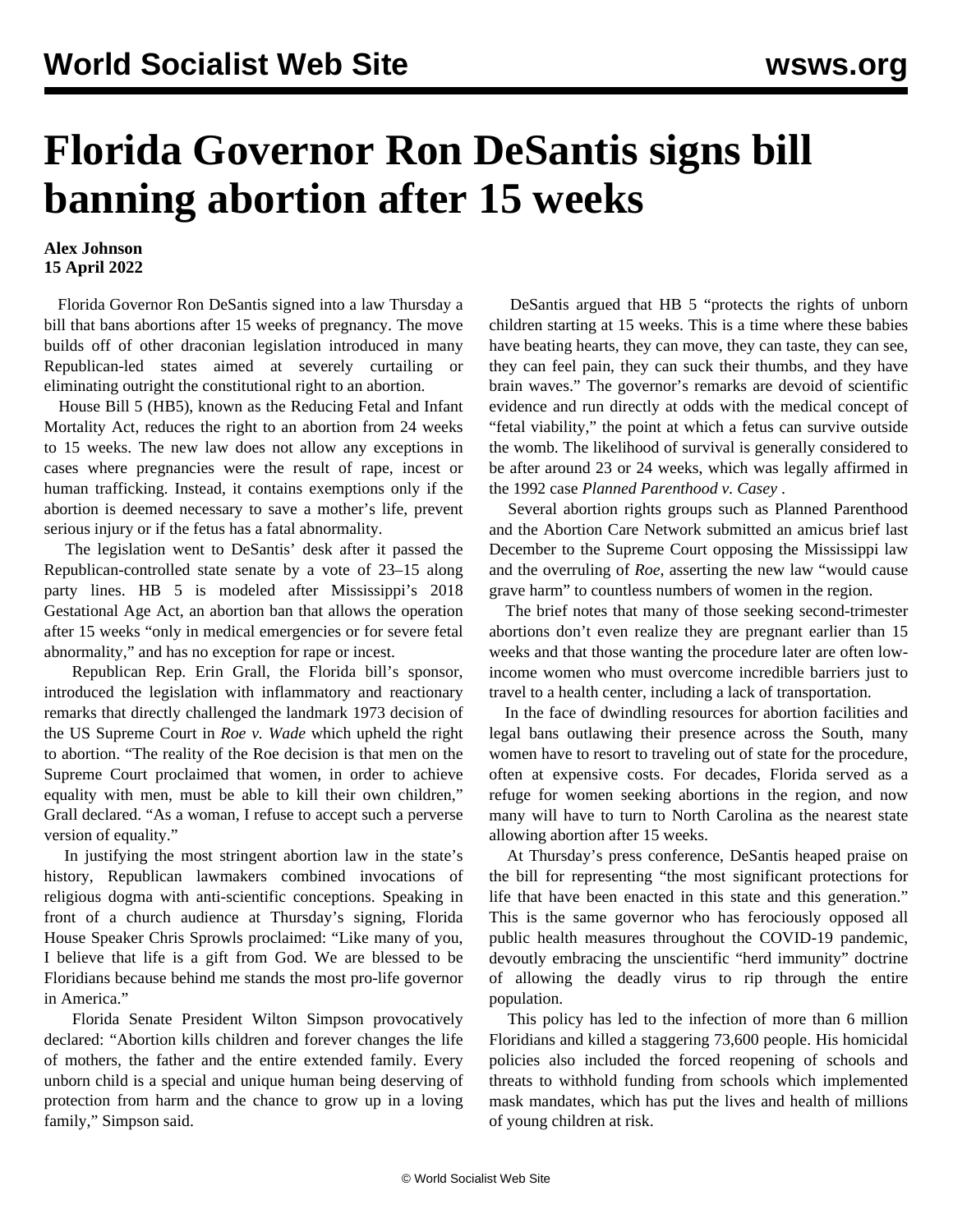# Florida Governor Ron DeSantis signs bill banning abortion after 15 weeks

**Alex Johnson**
**15 April 2022**

Florida Governor Ron DeSantis signed into a law Thursday a bill that bans abortions after 15 weeks of pregnancy. The move builds off of other draconian legislation introduced in many Republican-led states aimed at severely curtailing or eliminating outright the constitutional right to an abortion.

House Bill 5 (HB5), known as the Reducing Fetal and Infant Mortality Act, reduces the right to an abortion from 24 weeks to 15 weeks. The new law does not allow any exceptions in cases where pregnancies were the result of rape, incest or human trafficking. Instead, it contains exemptions only if the abortion is deemed necessary to save a mother's life, prevent serious injury or if the fetus has a fatal abnormality.

The legislation went to DeSantis' desk after it passed the Republican-controlled state senate by a vote of 23–15 along party lines. HB 5 is modeled after Mississippi's 2018 Gestational Age Act, an abortion ban that allows the operation after 15 weeks "only in medical emergencies or for severe fetal abnormality," and has no exception for rape or incest.

Republican Rep. Erin Grall, the Florida bill's sponsor, introduced the legislation with inflammatory and reactionary remarks that directly challenged the landmark 1973 decision of the US Supreme Court in *Roe v. Wade* which upheld the right to abortion. "The reality of the Roe decision is that men on the Supreme Court proclaimed that women, in order to achieve equality with men, must be able to kill their own children," Grall declared. "As a woman, I refuse to accept such a perverse version of equality."

In justifying the most stringent abortion law in the state's history, Republican lawmakers combined invocations of religious dogma with anti-scientific conceptions. Speaking in front of a church audience at Thursday's signing, Florida House Speaker Chris Sprowls proclaimed: "Like many of you, I believe that life is a gift from God. We are blessed to be Floridians because behind me stands the most pro-life governor in America."

Florida Senate President Wilton Simpson provocatively declared: "Abortion kills children and forever changes the life of mothers, the father and the entire extended family. Every unborn child is a special and unique human being deserving of protection from harm and the chance to grow up in a loving family," Simpson said.

DeSantis argued that HB 5 "protects the rights of unborn children starting at 15 weeks. This is a time where these babies have beating hearts, they can move, they can taste, they can see, they can feel pain, they can suck their thumbs, and they have brain waves." The governor's remarks are devoid of scientific evidence and run directly at odds with the medical concept of "fetal viability," the point at which a fetus can survive outside the womb. The likelihood of survival is generally considered to be after around 23 or 24 weeks, which was legally affirmed in the 1992 case *Planned Parenthood v. Casey* .

Several abortion rights groups such as Planned Parenthood and the Abortion Care Network submitted an amicus brief last December to the Supreme Court opposing the Mississippi law and the overruling of *Roe*, asserting the new law "would cause grave harm" to countless numbers of women in the region.

The brief notes that many of those seeking second-trimester abortions don't even realize they are pregnant earlier than 15 weeks and that those wanting the procedure later are often low-income women who must overcome incredible barriers just to travel to a health center, including a lack of transportation.

In the face of dwindling resources for abortion facilities and legal bans outlawing their presence across the South, many women have to resort to traveling out of state for the procedure, often at expensive costs. For decades, Florida served as a refuge for women seeking abortions in the region, and now many will have to turn to North Carolina as the nearest state allowing abortion after 15 weeks.

At Thursday's press conference, DeSantis heaped praise on the bill for representing "the most significant protections for life that have been enacted in this state and this generation." This is the same governor who has ferociously opposed all public health measures throughout the COVID-19 pandemic, devoutly embracing the unscientific "herd immunity" doctrine of allowing the deadly virus to rip through the entire population.

This policy has led to the infection of more than 6 million Floridians and killed a staggering 73,600 people. His homicidal policies also included the forced reopening of schools and threats to withhold funding from schools which implemented mask mandates, which has put the lives and health of millions of young children at risk.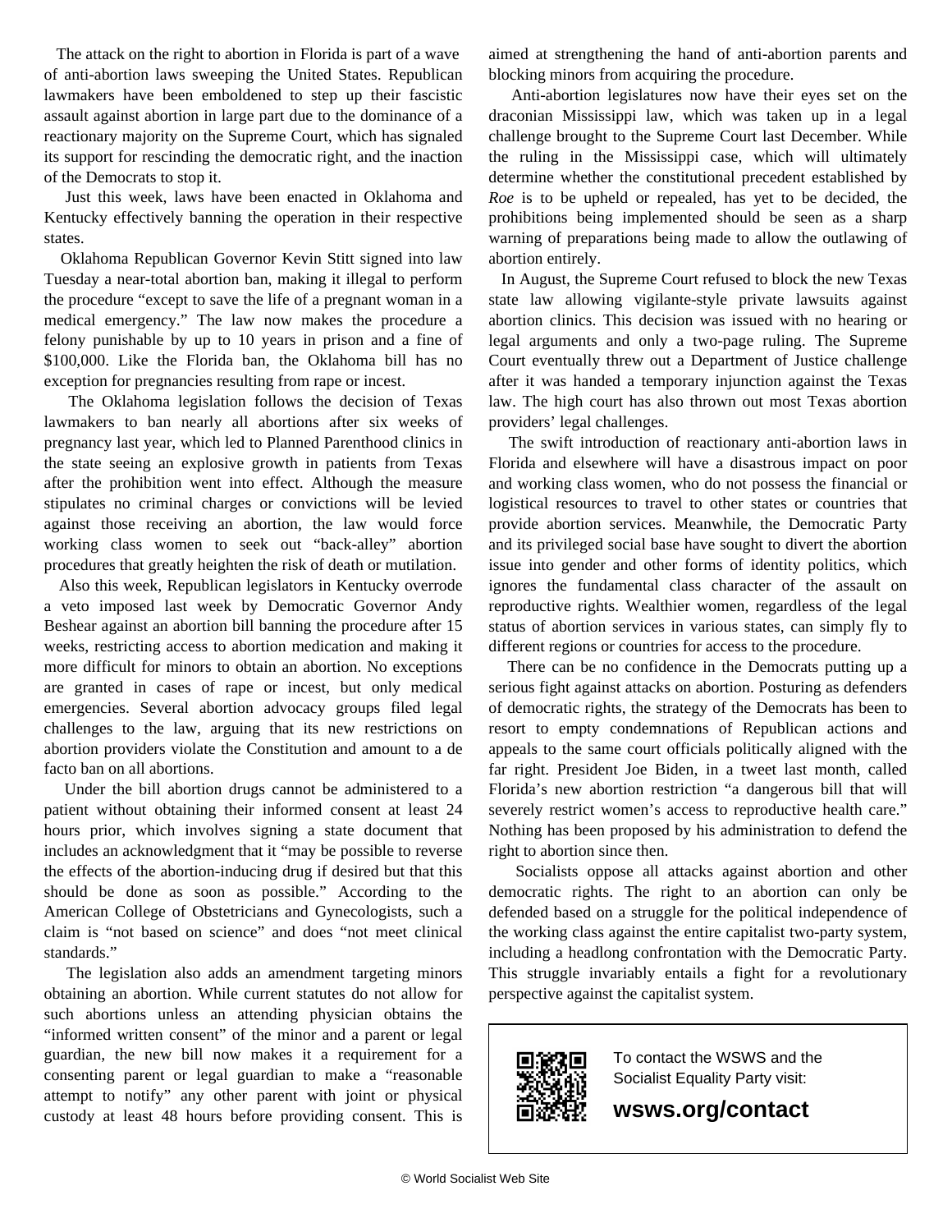The attack on the right to abortion in Florida is part of a wave of anti-abortion laws sweeping the United States. Republican lawmakers have been emboldened to step up their fascistic assault against abortion in large part due to the dominance of a reactionary majority on the Supreme Court, which has signaled its support for rescinding the democratic right, and the inaction of the Democrats to stop it.

Just this week, laws have been enacted in Oklahoma and Kentucky effectively banning the operation in their respective states.

Oklahoma Republican Governor Kevin Stitt signed into law Tuesday a near-total abortion ban, making it illegal to perform the procedure "except to save the life of a pregnant woman in a medical emergency." The law now makes the procedure a felony punishable by up to 10 years in prison and a fine of $100,000. Like the Florida ban, the Oklahoma bill has no exception for pregnancies resulting from rape or incest.

The Oklahoma legislation follows the decision of Texas lawmakers to ban nearly all abortions after six weeks of pregnancy last year, which led to Planned Parenthood clinics in the state seeing an explosive growth in patients from Texas after the prohibition went into effect. Although the measure stipulates no criminal charges or convictions will be levied against those receiving an abortion, the law would force working class women to seek out "back-alley" abortion procedures that greatly heighten the risk of death or mutilation.

Also this week, Republican legislators in Kentucky overrode a veto imposed last week by Democratic Governor Andy Beshear against an abortion bill banning the procedure after 15 weeks, restricting access to abortion medication and making it more difficult for minors to obtain an abortion. No exceptions are granted in cases of rape or incest, but only medical emergencies. Several abortion advocacy groups filed legal challenges to the law, arguing that its new restrictions on abortion providers violate the Constitution and amount to a de facto ban on all abortions.

Under the bill abortion drugs cannot be administered to a patient without obtaining their informed consent at least 24 hours prior, which involves signing a state document that includes an acknowledgment that it "may be possible to reverse the effects of the abortion-inducing drug if desired but that this should be done as soon as possible." According to the American College of Obstetricians and Gynecologists, such a claim is "not based on science" and does "not meet clinical standards."

The legislation also adds an amendment targeting minors obtaining an abortion. While current statutes do not allow for such abortions unless an attending physician obtains the "informed written consent" of the minor and a parent or legal guardian, the new bill now makes it a requirement for a consenting parent or legal guardian to make a "reasonable attempt to notify" any other parent with joint or physical custody at least 48 hours before providing consent. This is aimed at strengthening the hand of anti-abortion parents and blocking minors from acquiring the procedure.

Anti-abortion legislatures now have their eyes set on the draconian Mississippi law, which was taken up in a legal challenge brought to the Supreme Court last December. While the ruling in the Mississippi case, which will ultimately determine whether the constitutional precedent established by *Roe* is to be upheld or repealed, has yet to be decided, the prohibitions being implemented should be seen as a sharp warning of preparations being made to allow the outlawing of abortion entirely.

In August, the Supreme Court refused to block the new Texas state law allowing vigilante-style private lawsuits against abortion clinics. This decision was issued with no hearing or legal arguments and only a two-page ruling. The Supreme Court eventually threw out a Department of Justice challenge after it was handed a temporary injunction against the Texas law. The high court has also thrown out most Texas abortion providers' legal challenges.

The swift introduction of reactionary anti-abortion laws in Florida and elsewhere will have a disastrous impact on poor and working class women, who do not possess the financial or logistical resources to travel to other states or countries that provide abortion services. Meanwhile, the Democratic Party and its privileged social base have sought to divert the abortion issue into gender and other forms of identity politics, which ignores the fundamental class character of the assault on reproductive rights. Wealthier women, regardless of the legal status of abortion services in various states, can simply fly to different regions or countries for access to the procedure.

There can be no confidence in the Democrats putting up a serious fight against attacks on abortion. Posturing as defenders of democratic rights, the strategy of the Democrats has been to resort to empty condemnations of Republican actions and appeals to the same court officials politically aligned with the far right. President Joe Biden, in a tweet last month, called Florida's new abortion restriction "a dangerous bill that will severely restrict women's access to reproductive health care." Nothing has been proposed by his administration to defend the right to abortion since then.

Socialists oppose all attacks against abortion and other democratic rights. The right to an abortion can only be defended based on a struggle for the political independence of the working class against the entire capitalist two-party system, including a headlong confrontation with the Democratic Party. This struggle invariably entails a fight for a revolutionary perspective against the capitalist system.

To contact the WSWS and the Socialist Equality Party visit:

**wsws.org/contact**